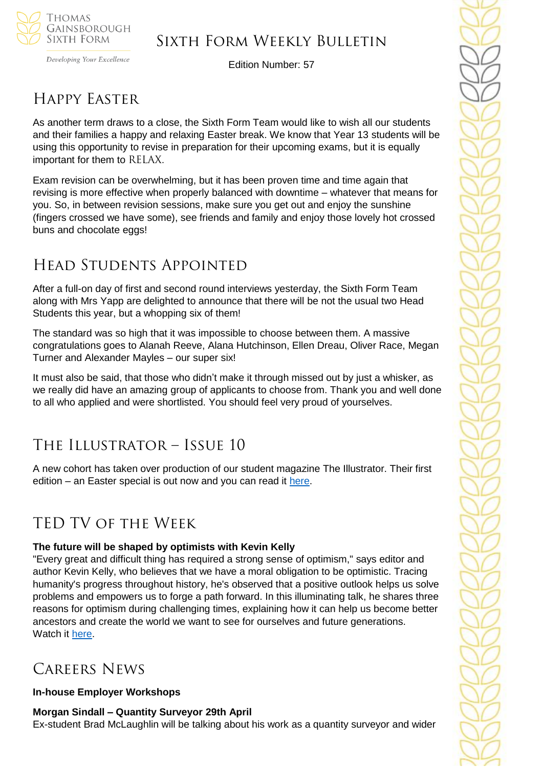Thomas Gainsborough Sixth Form

*Developing Your Excellence*

# Sixth Form Weekly Bulletin

Edition Number: 57

## Happy Easter

As another term draws to a close, the Sixth Form Team would like to wish all our students and their families a happy and relaxing Easter break. We know that Year 13 students will be using this opportunity to revise in preparation for their upcoming exams, but it is equally important for them to RELAX.

Exam revision can be overwhelming, but it has been proven time and time again that revising is more effective when properly balanced with downtime – whatever that means for you. So, in between revision sessions, make sure you get out and enjoy the sunshine (fingers crossed we have some), see friends and family and enjoy those lovely hot crossed buns and chocolate eggs!

## Head Students Appointed

After a full-on day of first and second round interviews yesterday, the Sixth Form Team along with Mrs Yapp are delighted to announce that there will be not the usual two Head Students this year, but a whopping six of them!

The standard was so high that it was impossible to choose between them. A massive congratulations goes to Alanah Reeve, Alana Hutchinson, Ellen Dreau, Oliver Race, Megan Turner and Alexander Mayles – our super six!

It must also be said, that those who didn't make it through missed out by just a whisker, as we really did have an amazing group of applicants to choose from. Thank you and well done to all who applied and were shortlisted. You should feel very proud of yourselves.

## The Illustrator – Issue 10

A new cohort has taken over production of our student magazine The Illustrator. Their first edition – an Easter special is out now and you can read it here.

## TED TV of the Week

**The future will be shaped by optimists with Kevin Kelly**

"Every great and difficult thing has required a strong sense of optimism," says editor and author Kevin Kelly, who believes that we have a moral obligation to be optimistic. Tracing humanity's progress throughout history, he's observed that a positive outlook helps us solve problems and empowers us to forge a path forward. In this illuminating talk, he shares three reasons for optimism during challenging times, explaining how it can help us become better ancestors and create the world we want to see for ourselves and future generations. Watch it here.

## Careers News

**In-house Employer Workshops**

**Morgan Sindall – Quantity Surveyor 29th April**

Ex-student Brad McLaughlin will be talking about his work as a quantity surveyor and wider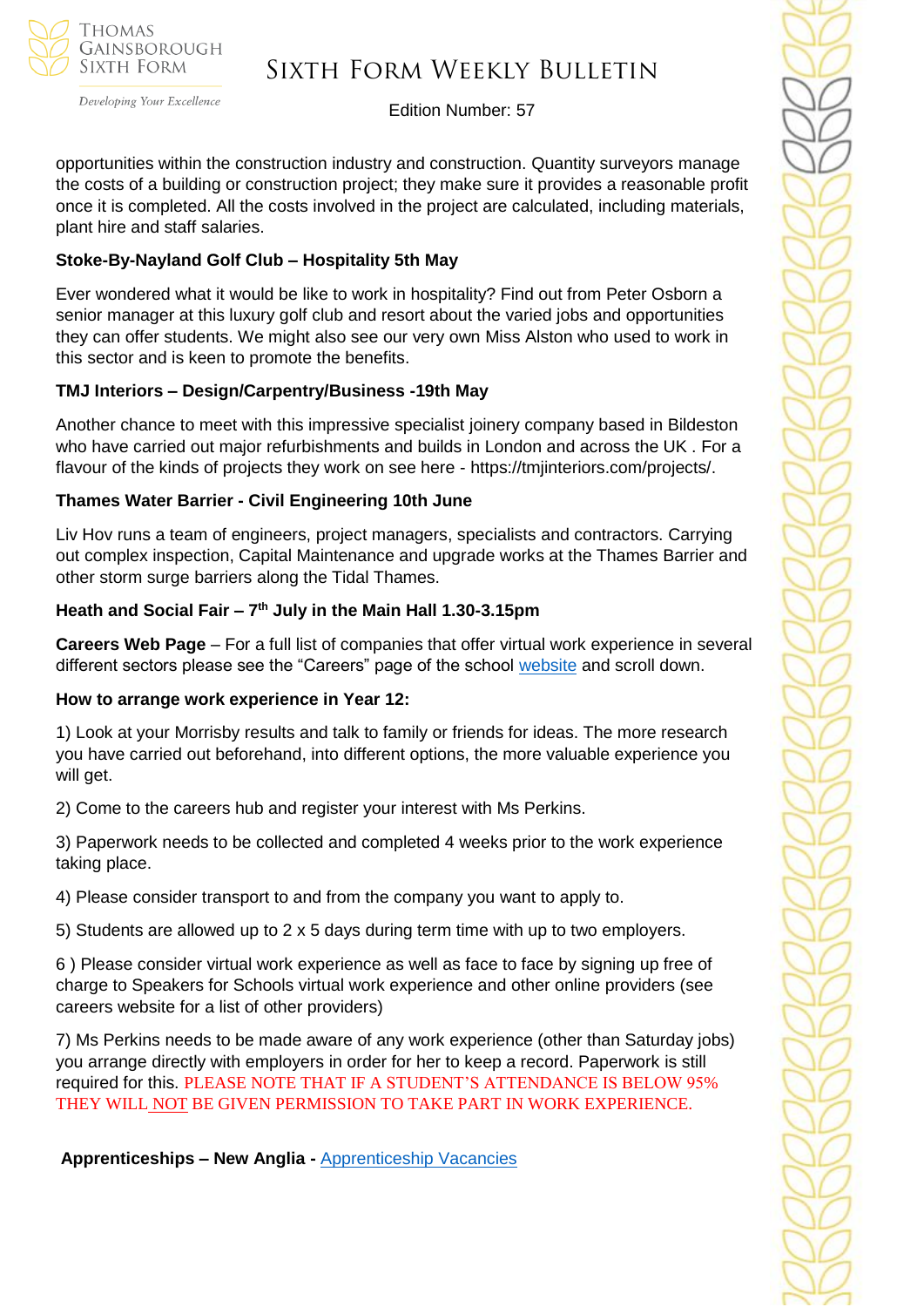opportunities within the construction industry and construction. Quantity surveyors manage the costs of a building or construction project; they make sure it provides a reasonable profit once it is completed. All the costs involved in the project are calculated, including materials, plant hire and staff salaries.

**Stoke-By-Nayland Golf Club – Hospitality 5th May**

Ever wondered what it would be like to work in hospitality? Find out from Peter Osborn a senior manager at this luxury golf club and resort about the varied jobs and opportunities they can offer students. We might also see our very own Miss Alston who used to work in this sector and is keen to promote the benefits.

**TMJ Interiors – Design/Carpentry/Business -19th May**

Another chance to meet with this impressive specialist joinery company based in Bildeston who have carried out major refurbishments and builds in London and across the UK . For a flavour of the kinds of projects they work on see here - https://tmjinteriors.com/projects/.

**Thames Water Barrier - Civil Engineering 10th June**

Liv Hov runs a team of engineers, project managers, specialists and contractors. Carrying out complex inspection, Capital Maintenance and upgrade works at the Thames Barrier and other storm surge barriers along the Tidal Thames.

**Heath and Social Fair – 7th July in the Main Hall 1.30-3.15pm**

**Careers Web Page** – For a full list of companies that offer virtual work experience in several different sectors please see the "Careers" page of the school website and scroll down.

**How to arrange work experience in Year 12:**

1) Look at your Morrisby results and talk to family or friends for ideas. The more research you have carried out beforehand, into different options, the more valuable experience you will get.

2) Come to the careers hub and register your interest with Ms Perkins.

3) Paperwork needs to be collected and completed 4 weeks prior to the work experience taking place.

4) Please consider transport to and from the company you want to apply to.

5) Students are allowed up to 2 x 5 days during term time with up to two employers.

6 ) Please consider virtual work experience as well as face to face by signing up free of charge to Speakers for Schools virtual work experience and other online providers (see careers website for a list of other providers)

7) Ms Perkins needs to be made aware of any work experience (other than Saturday jobs) you arrange directly with employers in order for her to keep a record. Paperwork is still required for this. PLEASE NOTE THAT IF A STUDENT'S ATTENDANCE IS BELOW 95% THEY WILL NOT BE GIVEN PERMISSION TO TAKE PART IN WORK EXPERIENCE.

**Apprenticeships – New Anglia -** Apprenticeship Vacancies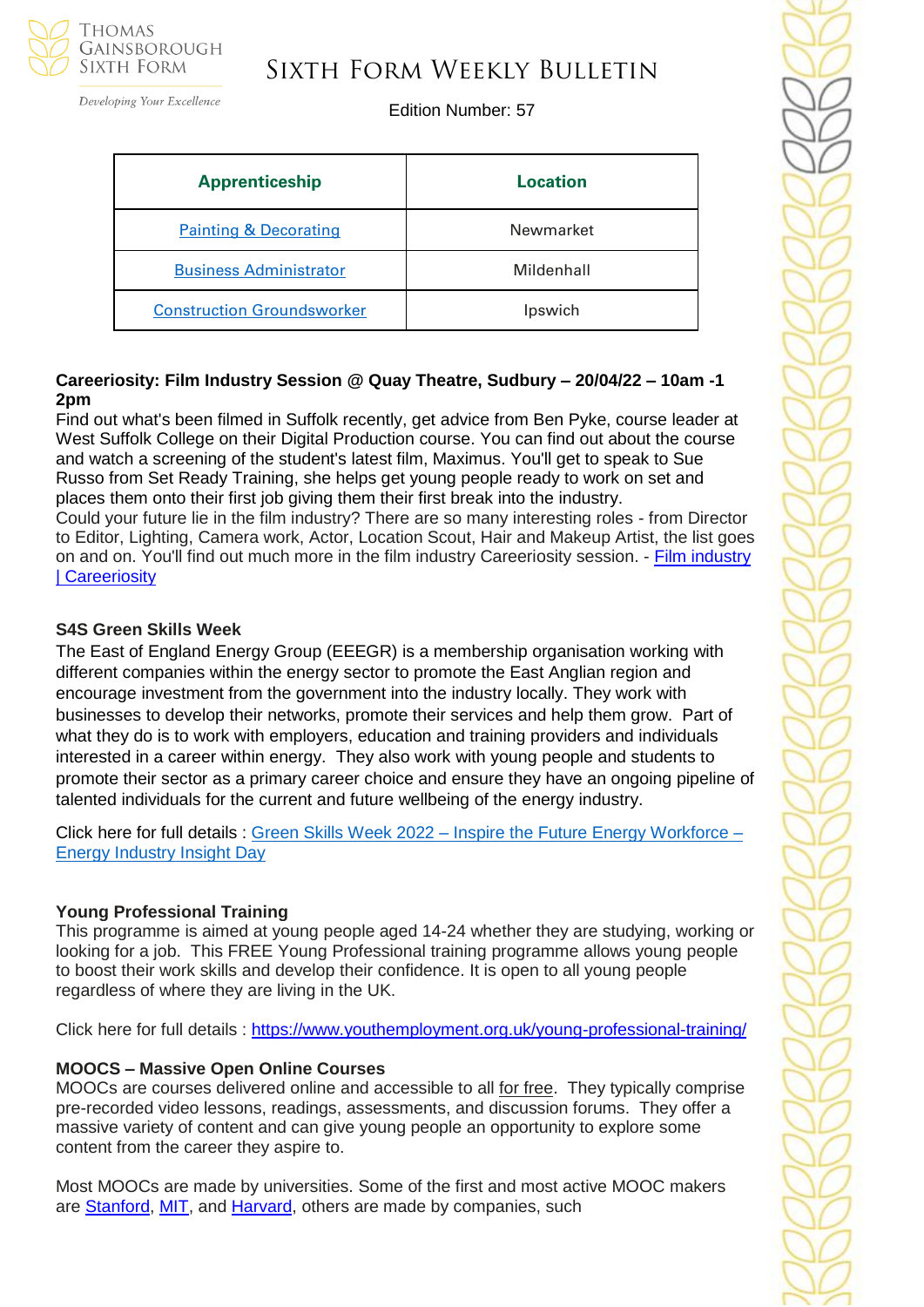| Apprenticeship | Location |
| --- | --- |
| Painting & Decorating | Newmarket |
| Business Administrator | Mildenhall |
| Construction Groundsworker | Ipswich |

**Careeriosity: Film Industry Session @ Quay Theatre, Sudbury – 20/04/22 – 10am -1 2pm**

Find out what's been filmed in Suffolk recently, get advice from Ben Pyke, course leader at West Suffolk College on their Digital Production course. You can find out about the course and watch a screening of the student's latest film, Maximus. You'll get to speak to Sue Russo from Set Ready Training, she helps get young people ready to work on set and places them onto their first job giving them their first break into the industry.

Could your future lie in the film industry? There are so many interesting roles - from Director to Editor, Lighting, Camera work, Actor, Location Scout, Hair and Makeup Artist, the list goes on and on. You'll find out much more in the film industry Careeriosity session. - Film industry | Careeriosity

**S4S Green Skills Week**

The East of England Energy Group (EEEGR) is a membership organisation working with different companies within the energy sector to promote the East Anglian region and encourage investment from the government into the industry locally. They work with businesses to develop their networks, promote their services and help them grow. Part of what they do is to work with employers, education and training providers and individuals interested in a career within energy. They also work with young people and students to promote their sector as a primary career choice and ensure they have an ongoing pipeline of talented individuals for the current and future wellbeing of the energy industry.

Click here for full details : Green Skills Week 2022 – Inspire the Future Energy Workforce – Energy Industry Insight Day

**Young Professional Training**

This programme is aimed at young people aged 14-24 whether they are studying, working or looking for a job. This FREE Young Professional training programme allows young people to boost their work skills and develop their confidence. It is open to all young people regardless of where they are living in the UK.

Click here for full details : https://www.youthemployment.org.uk/young-professional-training/

**MOOCS – Massive Open Online Courses**

MOOCs are courses delivered online and accessible to all for free. They typically comprise pre-recorded video lessons, readings, assessments, and discussion forums. They offer a massive variety of content and can give young people an opportunity to explore some content from the career they aspire to.

Most MOOCs are made by universities. Some of the first and most active MOOC makers are Stanford, MIT, and Harvard, others are made by companies, such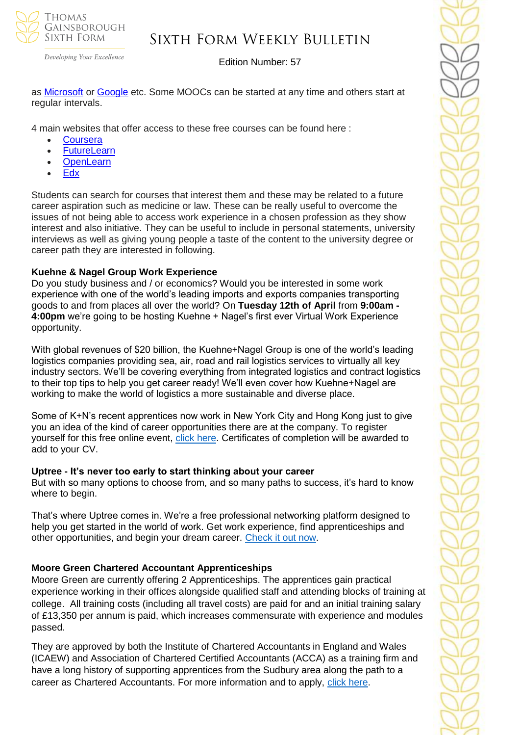as Microsoft or Google etc. Some MOOCs can be started at any time and others start at regular intervals.

4 main websites that offer access to these free courses can be found here :

- Coursera
- FutureLearn
- OpenLearn
- Edx

Students can search for courses that interest them and these may be related to a future career aspiration such as medicine or law. These can be really useful to overcome the issues of not being able to access work experience in a chosen profession as they show interest and also initiative. They can be useful to include in personal statements, university interviews as well as giving young people a taste of the content to the university degree or career path they are interested in following.

**Kuehne & Nagel Group Work Experience**

Do you study business and / or economics? Would you be interested in some work experience with one of the world's leading imports and exports companies transporting goods to and from places all over the world? On **Tuesday 12th of April** from **9:00am - 4:00pm** we're going to be hosting Kuehne + Nagel's first ever Virtual Work Experience opportunity.

With global revenues of $20 billion, the Kuehne+Nagel Group is one of the world's leading logistics companies providing sea, air, road and rail logistics services to virtually all key industry sectors. We'll be covering everything from integrated logistics and contract logistics to their top tips to help you get career ready! We'll even cover how Kuehne+Nagel are working to make the world of logistics a more sustainable and diverse place.

Some of K+N's recent apprentices now work in New York City and Hong Kong just to give you an idea of the kind of career opportunities there are at the company. To register yourself for this free online event, click here. Certificates of completion will be awarded to add to your CV.

**Uptree - It's never too early to start thinking about your career**

But with so many options to choose from, and so many paths to success, it's hard to know where to begin.

That's where Uptree comes in. We're a free professional networking platform designed to help you get started in the world of work. Get work experience, find apprenticeships and other opportunities, and begin your dream career. Check it out now.

**Moore Green Chartered Accountant Apprenticeships**

Moore Green are currently offering 2 Apprenticeships. The apprentices gain practical experience working in their offices alongside qualified staff and attending blocks of training at college. All training costs (including all travel costs) are paid for and an initial training salary of £13,350 per annum is paid, which increases commensurate with experience and modules passed.

They are approved by both the Institute of Chartered Accountants in England and Wales (ICAEW) and Association of Chartered Certified Accountants (ACCA) as a training firm and have a long history of supporting apprentices from the Sudbury area along the path to a career as Chartered Accountants. For more information and to apply, click here.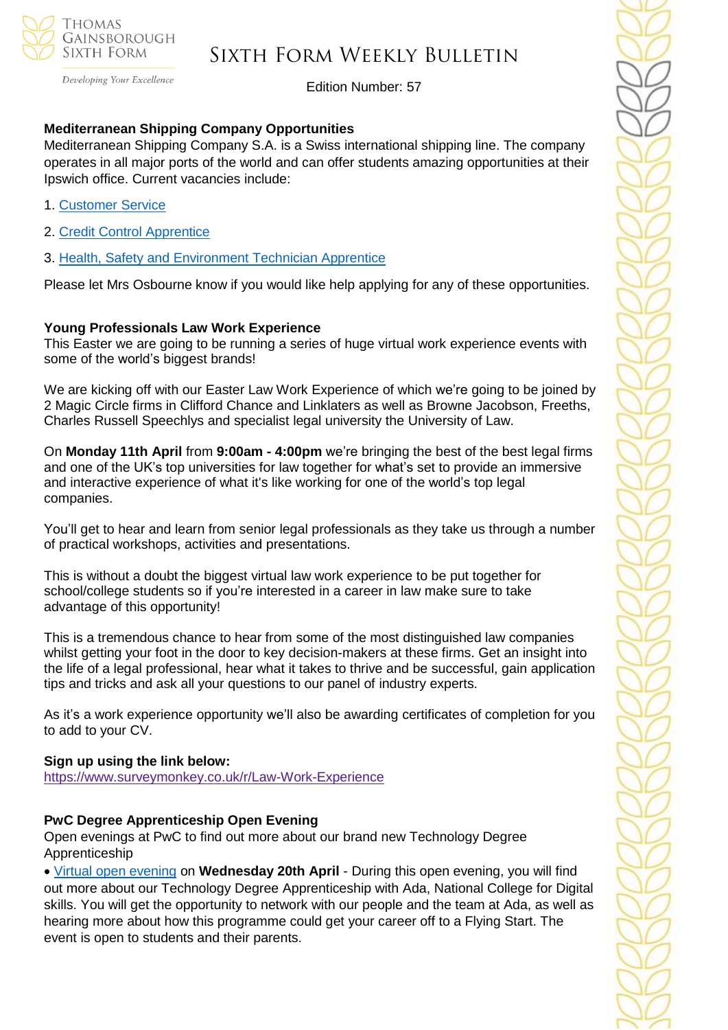**Mediterranean Shipping Company Opportunities**

Mediterranean Shipping Company S.A. is a Swiss international shipping line. The company operates in all major ports of the world and can offer students amazing opportunities at their Ipswich office. Current vacancies include:

1. Customer Service
2. Credit Control Apprentice
3. Health, Safety and Environment Technician Apprentice

Please let Mrs Osbourne know if you would like help applying for any of these opportunities.

**Young Professionals Law Work Experience**

This Easter we are going to be running a series of huge virtual work experience events with some of the world's biggest brands!

We are kicking off with our Easter Law Work Experience of which we're going to be joined by 2 Magic Circle firms in Clifford Chance and Linklaters as well as Browne Jacobson, Freeths, Charles Russell Speechlys and specialist legal university the University of Law.

On **Monday 11th April** from **9:00am - 4:00pm** we're bringing the best of the best legal firms and one of the UK's top universities for law together for what's set to provide an immersive and interactive experience of what it's like working for one of the world's top legal companies.

You'll get to hear and learn from senior legal professionals as they take us through a number of practical workshops, activities and presentations.

This is without a doubt the biggest virtual law work experience to be put together for school/college students so if you're interested in a career in law make sure to take advantage of this opportunity!

This is a tremendous chance to hear from some of the most distinguished law companies whilst getting your foot in the door to key decision-makers at these firms. Get an insight into the life of a legal professional, hear what it takes to thrive and be successful, gain application tips and tricks and ask all your questions to our panel of industry experts.

As it's a work experience opportunity we'll also be awarding certificates of completion for you to add to your CV.

**Sign up using the link below:**
https://www.surveymonkey.co.uk/r/Law-Work-Experience

**PwC Degree Apprenticeship Open Evening**

Open evenings at PwC to find out more about our brand new Technology Degree Apprenticeship

- Virtual open evening on **Wednesday 20th April** - During this open evening, you will find out more about our Technology Degree Apprenticeship with Ada, National College for Digital skills. You will get the opportunity to network with our people and the team at Ada, as well as hearing more about how this programme could get your career off to a Flying Start. The event is open to students and their parents.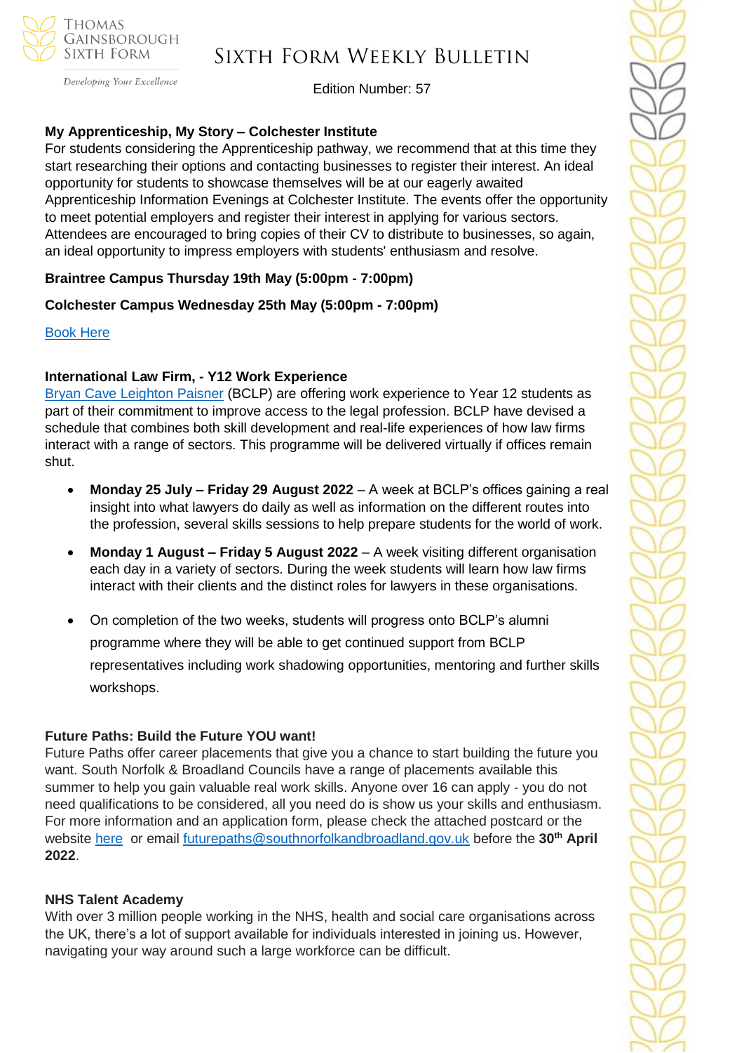### My Apprenticeship, My Story – Colchester Institute

For students considering the Apprenticeship pathway, we recommend that at this time they start researching their options and contacting businesses to register their interest. An ideal opportunity for students to showcase themselves will be at our eagerly awaited Apprenticeship Information Evenings at Colchester Institute. The events offer the opportunity to meet potential employers and register their interest in applying for various sectors. Attendees are encouraged to bring copies of their CV to distribute to businesses, so again, an ideal opportunity to impress employers with students' enthusiasm and resolve.

**Braintree Campus Thursday 19th May (5:00pm - 7:00pm)**

**Colchester Campus Wednesday 25th May (5:00pm - 7:00pm)**

Book Here

### International Law Firm, - Y12 Work Experience

Bryan Cave Leighton Paisner (BCLP) are offering work experience to Year 12 students as part of their commitment to improve access to the legal profession. BCLP have devised a schedule that combines both skill development and real-life experiences of how law firms interact with a range of sectors. This programme will be delivered virtually if offices remain shut.

- **Monday 25 July – Friday 29 August 2022** – A week at BCLP's offices gaining a real insight into what lawyers do daily as well as information on the different routes into the profession, several skills sessions to help prepare students for the world of work.
- **Monday 1 August – Friday 5 August 2022** – A week visiting different organisation each day in a variety of sectors. During the week students will learn how law firms interact with their clients and the distinct roles for lawyers in these organisations.
- On completion of the two weeks, students will progress onto BCLP's alumni programme where they will be able to get continued support from BCLP representatives including work shadowing opportunities, mentoring and further skills workshops.

### Future Paths: Build the Future YOU want!

Future Paths offer career placements that give you a chance to start building the future you want. South Norfolk & Broadland Councils have a range of placements available this summer to help you gain valuable real work skills. Anyone over 16 can apply - you do not need qualifications to be considered, all you need do is show us your skills and enthusiasm. For more information and an application form, please check the attached postcard or the website here or email futurepaths@southnorfolkandbroadland.gov.uk before the **30th April 2022**.

### NHS Talent Academy

With over 3 million people working in the NHS, health and social care organisations across the UK, there's a lot of support available for individuals interested in joining us. However, navigating your way around such a large workforce can be difficult.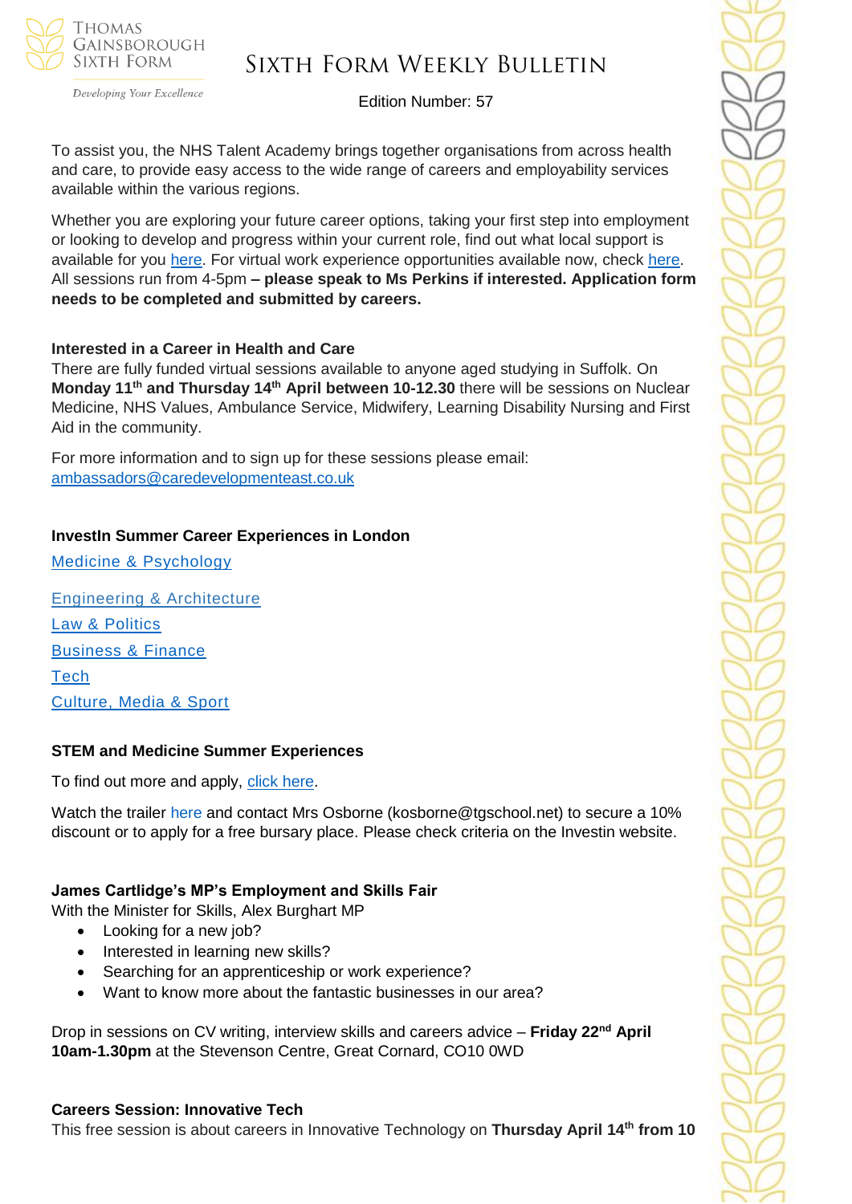To assist you, the NHS Talent Academy brings together organisations from across health and care, to provide easy access to the wide range of careers and employability services available within the various regions.

Whether you are exploring your future career options, taking your first step into employment or looking to develop and progress within your current role, find out what local support is available for you here. For virtual work experience opportunities available now, check here. All sessions run from 4-5pm **– please speak to Ms Perkins if interested. Application form needs to be completed and submitted by careers.**

**Interested in a Career in Health and Care**

There are fully funded virtual sessions available to anyone aged studying in Suffolk. On **Monday 11th and Thursday 14th April between 10-12.30** there will be sessions on Nuclear Medicine, NHS Values, Ambulance Service, Midwifery, Learning Disability Nursing and First Aid in the community.

For more information and to sign up for these sessions please email: ambassadors@caredevelopmenteast.co.uk

**InvestIn Summer Career Experiences in London**

Medicine & Psychology

Engineering & Architecture

Law & Politics

Business & Finance

Tech

Culture, Media & Sport

**STEM and Medicine Summer Experiences**

To find out more and apply, click here.

Watch the trailer here and contact Mrs Osborne (kosborne@tgschool.net) to secure a 10% discount or to apply for a free bursary place. Please check criteria on the Investin website.

**James Cartlidge's MP's Employment and Skills Fair**

With the Minister for Skills, Alex Burghart MP

- Looking for a new job?
- Interested in learning new skills?
- Searching for an apprenticeship or work experience?
- Want to know more about the fantastic businesses in our area?

Drop in sessions on CV writing, interview skills and careers advice – **Friday 22nd April 10am-1.30pm** at the Stevenson Centre, Great Cornard, CO10 0WD

**Careers Session: Innovative Tech**

This free session is about careers in Innovative Technology on **Thursday April 14th from 10**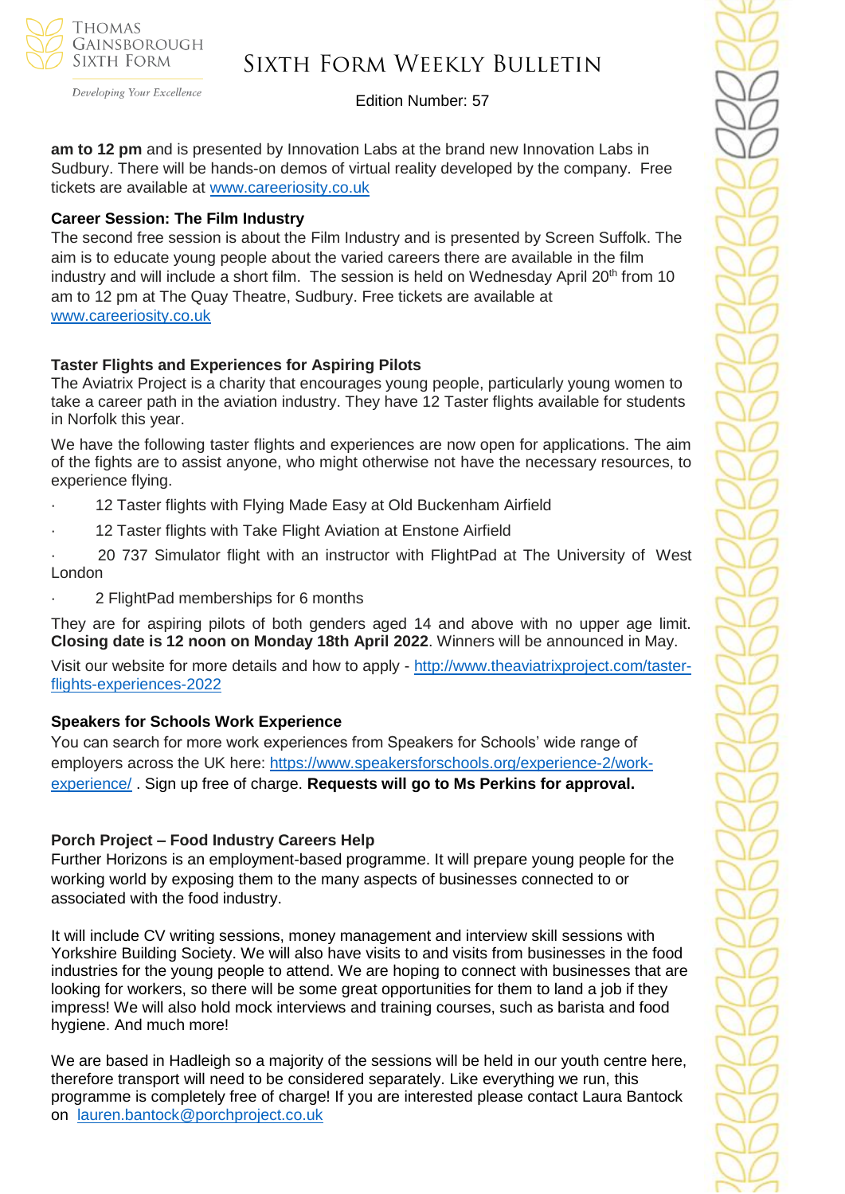**am to 12 pm** and is presented by Innovation Labs at the brand new Innovation Labs in Sudbury. There will be hands-on demos of virtual reality developed by the company. Free tickets are available at www.careeriosity.co.uk

**Career Session: The Film Industry**

The second free session is about the Film Industry and is presented by Screen Suffolk. The aim is to educate young people about the varied careers there are available in the film industry and will include a short film. The session is held on Wednesday April 20th from 10 am to 12 pm at The Quay Theatre, Sudbury. Free tickets are available at www.careeriosity.co.uk

**Taster Flights and Experiences for Aspiring Pilots**

The Aviatrix Project is a charity that encourages young people, particularly young women to take a career path in the aviation industry. They have 12 Taster flights available for students in Norfolk this year.

We have the following taster flights and experiences are now open for applications. The aim of the fights are to assist anyone, who might otherwise not have the necessary resources, to experience flying.

- 12 Taster flights with Flying Made Easy at Old Buckenham Airfield
- 12 Taster flights with Take Flight Aviation at Enstone Airfield
- 20 737 Simulator flight with an instructor with FlightPad at The University of West London
- 2 FlightPad memberships for 6 months

They are for aspiring pilots of both genders aged 14 and above with no upper age limit. **Closing date is 12 noon on Monday 18th April 2022**. Winners will be announced in May.

Visit our website for more details and how to apply - http://www.theaviatrixproject.com/taster-flights-experiences-2022

**Speakers for Schools Work Experience**

You can search for more work experiences from Speakers for Schools' wide range of employers across the UK here: https://www.speakersforschools.org/experience-2/work-experience/ . Sign up free of charge. **Requests will go to Ms Perkins for approval.**

**Porch Project – Food Industry Careers Help**

Further Horizons is an employment-based programme. It will prepare young people for the working world by exposing them to the many aspects of businesses connected to or associated with the food industry.

It will include CV writing sessions, money management and interview skill sessions with Yorkshire Building Society. We will also have visits to and visits from businesses in the food industries for the young people to attend. We are hoping to connect with businesses that are looking for workers, so there will be some great opportunities for them to land a job if they impress! We will also hold mock interviews and training courses, such as barista and food hygiene. And much more!

We are based in Hadleigh so a majority of the sessions will be held in our youth centre here, therefore transport will need to be considered separately. Like everything we run, this programme is completely free of charge! If you are interested please contact Laura Bantock on lauren.bantock@porchproject.co.uk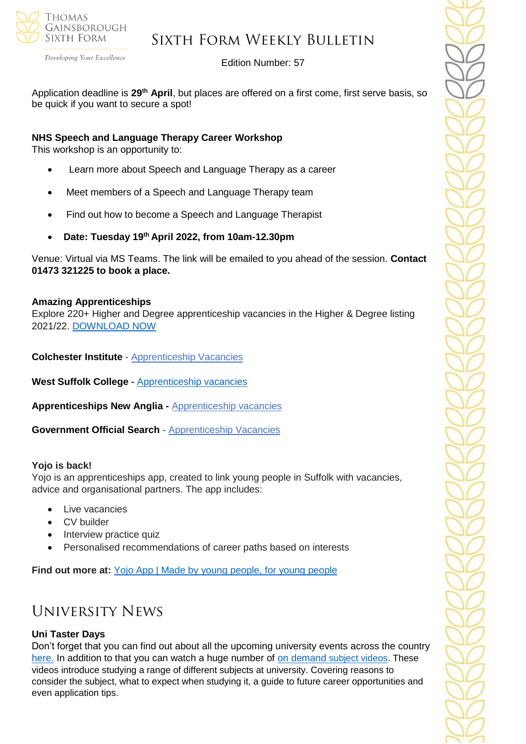Application deadline is **29th April**, but places are offered on a first come, first serve basis, so be quick if you want to secure a spot!

**NHS Speech and Language Therapy Career Workshop**
This workshop is an opportunity to:

- Learn more about Speech and Language Therapy as a career
- Meet members of a Speech and Language Therapy team
- Find out how to become a Speech and Language Therapist
- **Date: Tuesday 19th April 2022, from 10am-12.30pm**

Venue: Virtual via MS Teams. The link will be emailed to you ahead of the session. **Contact 01473 321225 to book a place.**

**Amazing Apprenticeships**
Explore 220+ Higher and Degree apprenticeship vacancies in the Higher & Degree listing 2021/22. DOWNLOAD NOW

**Colchester Institute** - Apprenticeship Vacancies

**West Suffolk College -** Apprenticeship vacancies

**Apprenticeships New Anglia -** Apprenticeship vacancies

**Government Official Search** - Apprenticeship Vacancies

**Yojo is back!**
Yojo is an apprenticeships app, created to link young people in Suffolk with vacancies, advice and organisational partners. The app includes:

- Live vacancies
- CV builder
- Interview practice quiz
- Personalised recommendations of career paths based on interests

**Find out more at:** Yojo App | Made by young people, for young people

## University News

**Uni Taster Days**
Don't forget that you can find out about all the upcoming university events across the country here. In addition to that you can watch a huge number of on demand subject videos. These videos introduce studying a range of different subjects at university. Covering reasons to consider the subject, what to expect when studying it, a guide to future career opportunities and even application tips.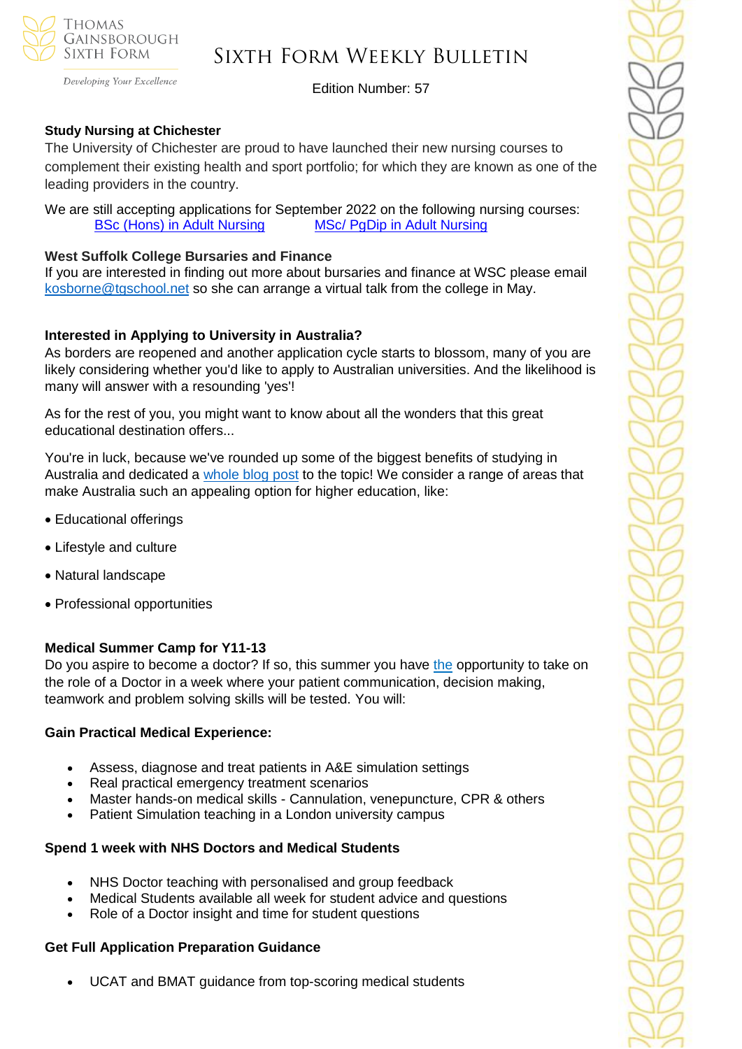### Study Nursing at Chichester

The University of Chichester are proud to have launched their new nursing courses to complement their existing health and sport portfolio; for which they are known as one of the leading providers in the country.

We are still accepting applications for September 2022 on the following nursing courses:

BSc (Hons) in Adult Nursing MSc/ PgDip in Adult Nursing

### West Suffolk College Bursaries and Finance

If you are interested in finding out more about bursaries and finance at WSC please email kosborne@tgschool.net so she can arrange a virtual talk from the college in May.

### Interested in Applying to University in Australia?

As borders are reopened and another application cycle starts to blossom, many of you are likely considering whether you'd like to apply to Australian universities. And the likelihood is many will answer with a resounding 'yes'!

As for the rest of you, you might want to know about all the wonders that this great educational destination offers...

You're in luck, because we've rounded up some of the biggest benefits of studying in Australia and dedicated a whole blog post to the topic! We consider a range of areas that make Australia such an appealing option for higher education, like:

- Educational offerings
- Lifestyle and culture
- Natural landscape
- Professional opportunities

### Medical Summer Camp for Y11-13

Do you aspire to become a doctor? If so, this summer you have the opportunity to take on the role of a Doctor in a week where your patient communication, decision making, teamwork and problem solving skills will be tested. You will:

**Gain Practical Medical Experience:**

- Assess, diagnose and treat patients in A&E simulation settings
- Real practical emergency treatment scenarios
- Master hands-on medical skills - Cannulation, venepuncture, CPR & others
- Patient Simulation teaching in a London university campus

**Spend 1 week with NHS Doctors and Medical Students**

- NHS Doctor teaching with personalised and group feedback
- Medical Students available all week for student advice and questions
- Role of a Doctor insight and time for student questions

**Get Full Application Preparation Guidance**

- UCAT and BMAT guidance from top-scoring medical students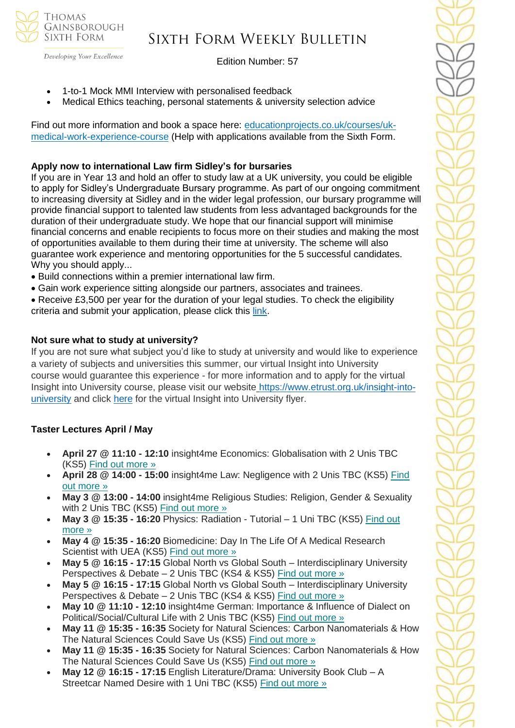- 1-to-1 Mock MMI Interview with personalised feedback
- Medical Ethics teaching, personal statements & university selection advice

Find out more information and book a space here: [educationprojects.co.uk/courses/uk-medical-work-experience-course](educationprojects.co.uk/courses/uk-medical-work-experience-course) (Help with applications available from the Sixth Form.

**Apply now to international Law firm Sidley's for bursaries**

If you are in Year 13 and hold an offer to study law at a UK university, you could be eligible to apply for Sidley's Undergraduate Bursary programme. As part of our ongoing commitment to increasing diversity at Sidley and in the wider legal profession, our bursary programme will provide financial support to talented law students from less advantaged backgrounds for the duration of their undergraduate study. We hope that our financial support will minimise financial concerns and enable recipients to focus more on their studies and making the most of opportunities available to them during their time at university. The scheme will also guarantee work experience and mentoring opportunities for the 5 successful candidates. Why you should apply...

- Build connections within a premier international law firm.
- Gain work experience sitting alongside our partners, associates and trainees.
- Receive £3,500 per year for the duration of your legal studies. To check the eligibility criteria and submit your application, please click this link.

**Not sure what to study at university?**

If you are not sure what subject you'd like to study at university and would like to experience a variety of subjects and universities this summer, our virtual Insight into University course would guarantee this experience - for more information and to apply for the virtual Insight into University course, please visit our website [https://www.etrust.org.uk/insight-into-university](https://www.etrust.org.uk/insight-into-university) and click here for the virtual Insight into University flyer.

**Taster Lectures April / May**

- **April 27 @ 11:10 - 12:10** insight4me Economics: Globalisation with 2 Unis TBC (KS5) Find out more »
- **April 28 @ 14:00 - 15:00** insight4me Law: Negligence with 2 Unis TBC (KS5) Find out more »
- **May 3 @ 13:00 - 14:00** insight4me Religious Studies: Religion, Gender & Sexuality with 2 Unis TBC (KS5) Find out more »
- **May 3 @ 15:35 - 16:20** Physics: Radiation - Tutorial – 1 Uni TBC (KS5) Find out more »
- **May 4 @ 15:35 - 16:20** Biomedicine: Day In The Life Of A Medical Research Scientist with UEA (KS5) Find out more »
- **May 5 @ 16:15 - 17:15** Global North vs Global South – Interdisciplinary University Perspectives & Debate – 2 Unis TBC (KS4 & KS5) Find out more »
- **May 5 @ 16:15 - 17:15** Global North vs Global South – Interdisciplinary University Perspectives & Debate – 2 Unis TBC (KS4 & KS5) Find out more »
- **May 10 @ 11:10 - 12:10** insight4me German: Importance & Influence of Dialect on Political/Social/Cultural Life with 2 Unis TBC (KS5) Find out more »
- **May 11 @ 15:35 - 16:35** Society for Natural Sciences: Carbon Nanomaterials & How The Natural Sciences Could Save Us (KS5) Find out more »
- **May 11 @ 15:35 - 16:35** Society for Natural Sciences: Carbon Nanomaterials & How The Natural Sciences Could Save Us (KS5) Find out more »
- **May 12 @ 16:15 - 17:15** English Literature/Drama: University Book Club – A Streetcar Named Desire with 1 Uni TBC (KS5) Find out more »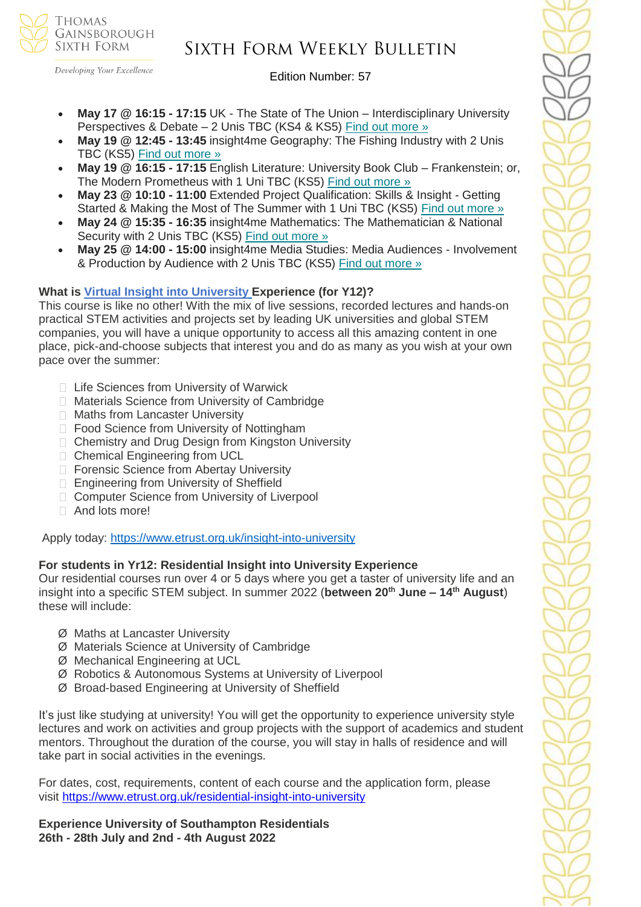- **May 17 @ 16:15 - 17:15** UK - The State of The Union – Interdisciplinary University Perspectives & Debate – 2 Unis TBC (KS4 & KS5) Find out more »
- **May 19 @ 12:45 - 13:45** insight4me Geography: The Fishing Industry with 2 Unis TBC (KS5) Find out more »
- **May 19 @ 16:15 - 17:15** English Literature: University Book Club – Frankenstein; or, The Modern Prometheus with 1 Uni TBC (KS5) Find out more »
- **May 23 @ 10:10 - 11:00** Extended Project Qualification: Skills & Insight - Getting Started & Making the Most of The Summer with 1 Uni TBC (KS5) Find out more »
- **May 24 @ 15:35 - 16:35** insight4me Mathematics: The Mathematician & National Security with 2 Unis TBC (KS5) Find out more »
- **May 25 @ 14:00 - 15:00** insight4me Media Studies: Media Audiences - Involvement & Production by Audience with 2 Unis TBC (KS5) Find out more »

**What is Virtual Insight into University Experience (for Y12)?**
This course is like no other! With the mix of live sessions, recorded lectures and hands-on practical STEM activities and projects set by leading UK universities and global STEM companies, you will have a unique opportunity to access all this amazing content in one place, pick-and-choose subjects that interest you and do as many as you wish at your own pace over the summer:

- Life Sciences from University of Warwick
- Materials Science from University of Cambridge
- Maths from Lancaster University
- Food Science from University of Nottingham
- Chemistry and Drug Design from Kingston University
- Chemical Engineering from UCL
- Forensic Science from Abertay University
- Engineering from University of Sheffield
- Computer Science from University of Liverpool
- And lots more!

Apply today: https://www.etrust.org.uk/insight-into-university

**For students in Yr12: Residential Insight into University Experience**
Our residential courses run over 4 or 5 days where you get a taster of university life and an insight into a specific STEM subject. In summer 2022 (**between 20th June – 14th August**) these will include:

- Maths at Lancaster University
- Materials Science at University of Cambridge
- Mechanical Engineering at UCL
- Robotics & Autonomous Systems at University of Liverpool
- Broad-based Engineering at University of Sheffield

It's just like studying at university! You will get the opportunity to experience university style lectures and work on activities and group projects with the support of academics and student mentors. Throughout the duration of the course, you will stay in halls of residence and will take part in social activities in the evenings.

For dates, cost, requirements, content of each course and the application form, please visit https://www.etrust.org.uk/residential-insight-into-university

**Experience University of Southampton Residentials**
**26th - 28th July and 2nd - 4th August 2022**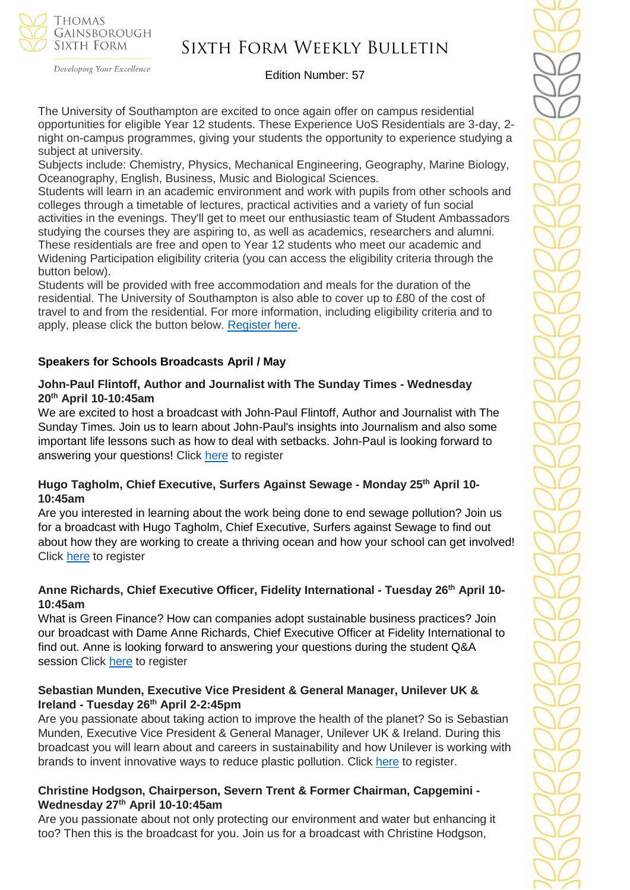The University of Southampton are excited to once again offer on campus residential opportunities for eligible Year 12 students. These Experience UoS Residentials are 3-day, 2-night on-campus programmes, giving your students the opportunity to experience studying a subject at university.
Subjects include: Chemistry, Physics, Mechanical Engineering, Geography, Marine Biology, Oceanography, English, Business, Music and Biological Sciences.
Students will learn in an academic environment and work with pupils from other schools and colleges through a timetable of lectures, practical activities and a variety of fun social activities in the evenings. They'll get to meet our enthusiastic team of Student Ambassadors studying the courses they are aspiring to, as well as academics, researchers and alumni.
These residentials are free and open to Year 12 students who meet our academic and Widening Participation eligibility criteria (you can access the eligibility criteria through the button below).
Students will be provided with free accommodation and meals for the duration of the residential. The University of Southampton is also able to cover up to £80 of the cost of travel to and from the residential. For more information, including eligibility criteria and to apply, please click the button below. Register here.

**Speakers for Schools Broadcasts April / May**

**John-Paul Flintoff, Author and Journalist with The Sunday Times - Wednesday 20th April 10-10:45am**

We are excited to host a broadcast with John-Paul Flintoff, Author and Journalist with The Sunday Times. Join us to learn about John-Paul's insights into Journalism and also some important life lessons such as how to deal with setbacks. John-Paul is looking forward to answering your questions! Click here to register

**Hugo Tagholm, Chief Executive, Surfers Against Sewage - Monday 25th April 10-10:45am**

Are you interested in learning about the work being done to end sewage pollution? Join us for a broadcast with Hugo Tagholm, Chief Executive, Surfers against Sewage to find out about how they are working to create a thriving ocean and how your school can get involved! Click here to register

**Anne Richards, Chief Executive Officer, Fidelity International - Tuesday 26th April 10-10:45am**

What is Green Finance? How can companies adopt sustainable business practices? Join our broadcast with Dame Anne Richards, Chief Executive Officer at Fidelity International to find out. Anne is looking forward to answering your questions during the student Q&A session Click here to register

**Sebastian Munden, Executive Vice President & General Manager, Unilever UK & Ireland - Tuesday 26th April 2-2:45pm**

Are you passionate about taking action to improve the health of the planet? So is Sebastian Munden, Executive Vice President & General Manager, Unilever UK & Ireland. During this broadcast you will learn about and careers in sustainability and how Unilever is working with brands to invent innovative ways to reduce plastic pollution. Click here to register.

**Christine Hodgson, Chairperson, Severn Trent & Former Chairman, Capgemini - Wednesday 27th April 10-10:45am**

Are you passionate about not only protecting our environment and water but enhancing it too? Then this is the broadcast for you. Join us for a broadcast with Christine Hodgson,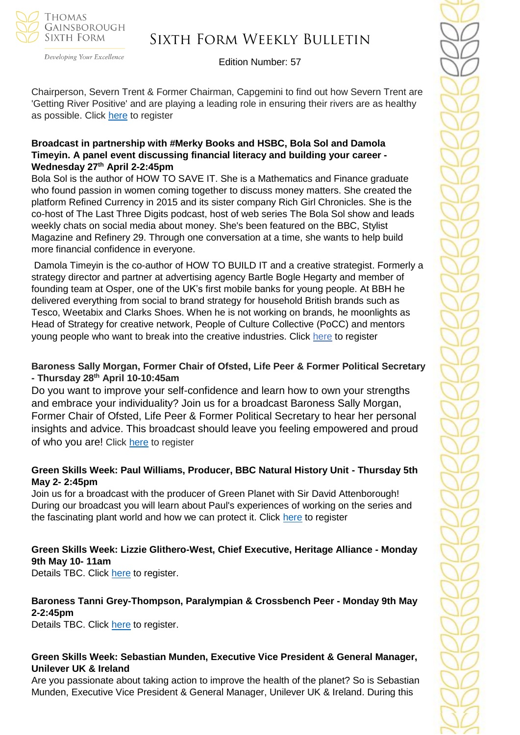Chairperson, Severn Trent & Former Chairman, Capgemini to find out how Severn Trent are 'Getting River Positive' and are playing a leading role in ensuring their rivers are as healthy as possible. Click here to register

**Broadcast in partnership with #Merky Books and HSBC, Bola Sol and Damola Timeyin. A panel event discussing financial literacy and building your career - Wednesday 27th April 2-2:45pm**

Bola Sol is the author of HOW TO SAVE IT. She is a Mathematics and Finance graduate who found passion in women coming together to discuss money matters. She created the platform Refined Currency in 2015 and its sister company Rich Girl Chronicles. She is the co-host of The Last Three Digits podcast, host of web series The Bola Sol show and leads weekly chats on social media about money. She's been featured on the BBC, Stylist Magazine and Refinery 29. Through one conversation at a time, she wants to help build more financial confidence in everyone.

Damola Timeyin is the co-author of HOW TO BUILD IT and a creative strategist. Formerly a strategy director and partner at advertising agency Bartle Bogle Hegarty and member of founding team at Osper, one of the UK's first mobile banks for young people. At BBH he delivered everything from social to brand strategy for household British brands such as Tesco, Weetabix and Clarks Shoes. When he is not working on brands, he moonlights as Head of Strategy for creative network, People of Culture Collective (PoCC) and mentors young people who want to break into the creative industries. Click here to register

**Baroness Sally Morgan, Former Chair of Ofsted, Life Peer & Former Political Secretary - Thursday 28th April 10-10:45am**

Do you want to improve your self-confidence and learn how to own your strengths and embrace your individuality? Join us for a broadcast Baroness Sally Morgan, Former Chair of Ofsted, Life Peer & Former Political Secretary to hear her personal insights and advice. This broadcast should leave you feeling empowered and proud of who you are! Click here to register

**Green Skills Week: Paul Williams, Producer, BBC Natural History Unit - Thursday 5th May 2- 2:45pm**

Join us for a broadcast with the producer of Green Planet with Sir David Attenborough! During our broadcast you will learn about Paul's experiences of working on the series and the fascinating plant world and how we can protect it. Click here to register

**Green Skills Week: Lizzie Glithero-West, Chief Executive, Heritage Alliance - Monday 9th May 10- 11am**

Details TBC. Click here to register.

**Baroness Tanni Grey-Thompson, Paralympian & Crossbench Peer - Monday 9th May 2-2:45pm**

Details TBC. Click here to register.

**Green Skills Week: Sebastian Munden, Executive Vice President & General Manager, Unilever UK & Ireland**

Are you passionate about taking action to improve the health of the planet? So is Sebastian Munden, Executive Vice President & General Manager, Unilever UK & Ireland. During this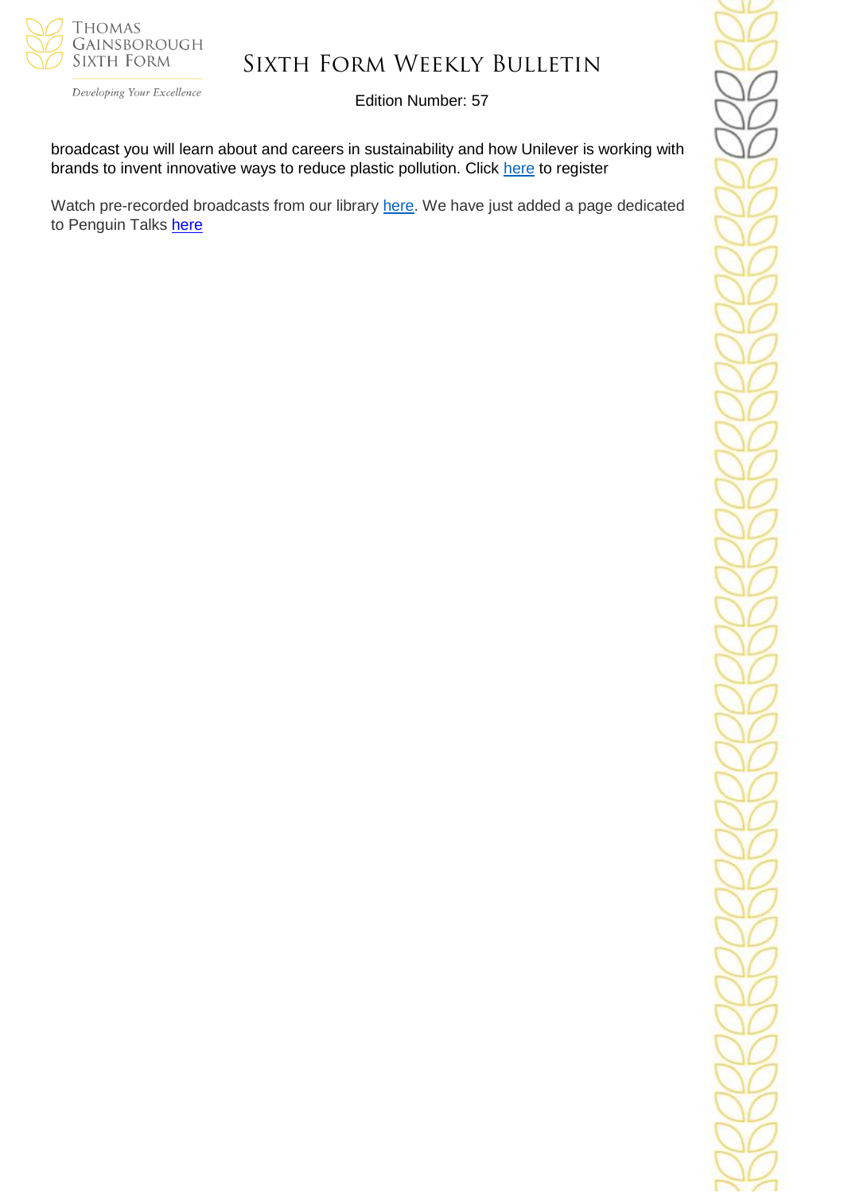broadcast you will learn about and careers in sustainability and how Unilever is working with brands to invent innovative ways to reduce plastic pollution. Click here to register

Watch pre-recorded broadcasts from our library here. We have just added a page dedicated to Penguin Talks here